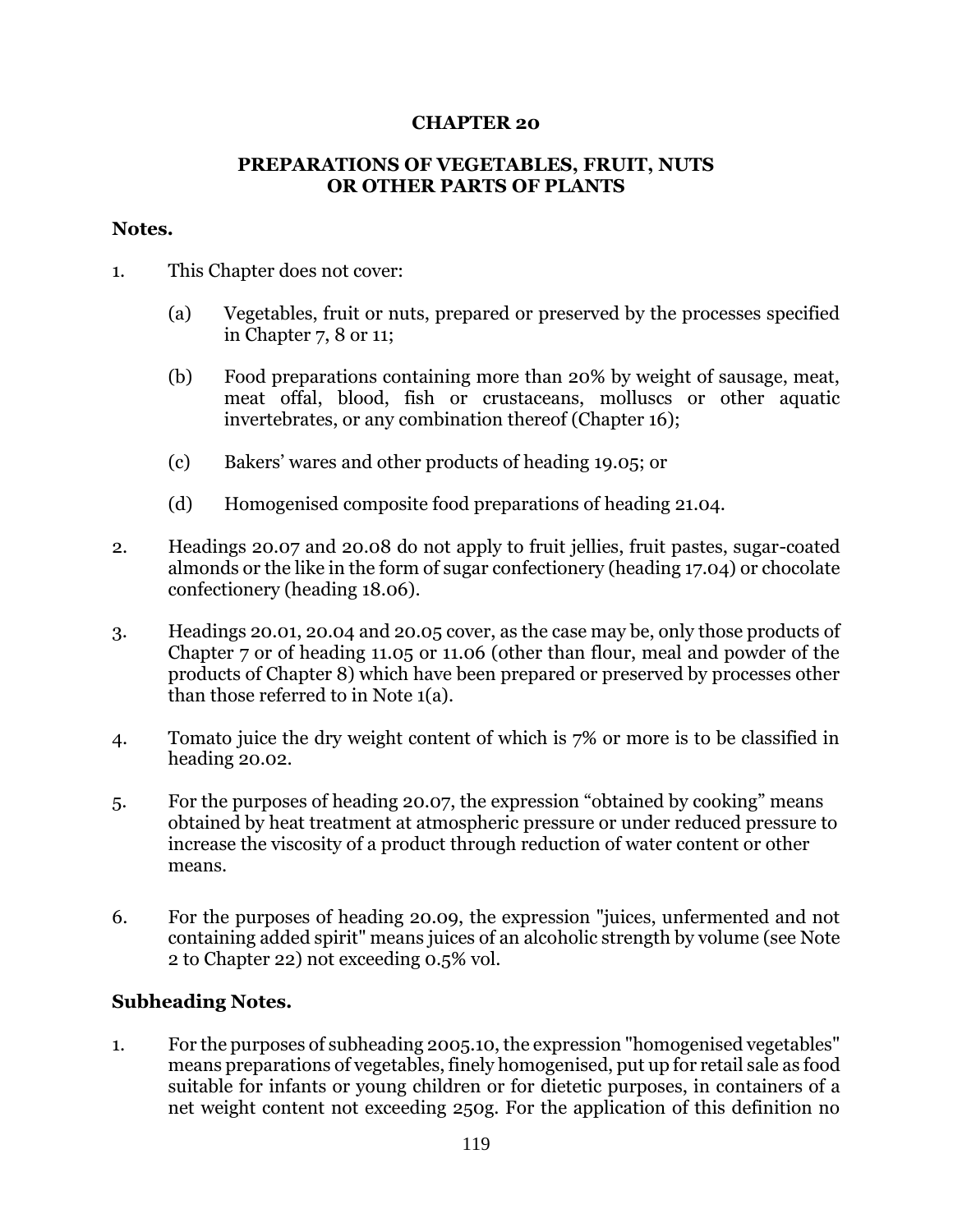# CHAPTER 20

## PREPARATIONS OF VEGETABLES, FRUIT, NUTS OR OTHER PARTS OF PLANTS

**Notes.**

1. This Chapter does not cover:

   (a) Vegetables, fruit or nuts, prepared or preserved by the processes specified in Chapter 7, 8 or 11;

   (b) Food preparations containing more than 20% by weight of sausage, meat, meat offal, blood, fish or crustaceans, molluscs or other aquatic invertebrates, or any combination thereof (Chapter 16);

   (c) Bakers' wares and other products of heading 19.05; or

   (d) Homogenised composite food preparations of heading 21.04.

2. Headings 20.07 and 20.08 do not apply to fruit jellies, fruit pastes, sugar-coated almonds or the like in the form of sugar confectionery (heading 17.04) or chocolate confectionery (heading 18.06).

3. Headings 20.01, 20.04 and 20.05 cover, as the case may be, only those products of Chapter 7 or of heading 11.05 or 11.06 (other than flour, meal and powder of the products of Chapter 8) which have been prepared or preserved by processes other than those referred to in Note 1(a).

4. Tomato juice the dry weight content of which is 7% or more is to be classified in heading 20.02.

5. For the purposes of heading 20.07, the expression "obtained by cooking" means obtained by heat treatment at atmospheric pressure or under reduced pressure to increase the viscosity of a product through reduction of water content or other means.

6. For the purposes of heading 20.09, the expression "juices, unfermented and not containing added spirit" means juices of an alcoholic strength by volume (see Note 2 to Chapter 22) not exceeding 0.5% vol.

**Subheading Notes.**

1. For the purposes of subheading 2005.10, the expression "homogenised vegetables" means preparations of vegetables, finely homogenised, put up for retail sale as food suitable for infants or young children or for dietetic purposes, in containers of a net weight content not exceeding 250g. For the application of this definition no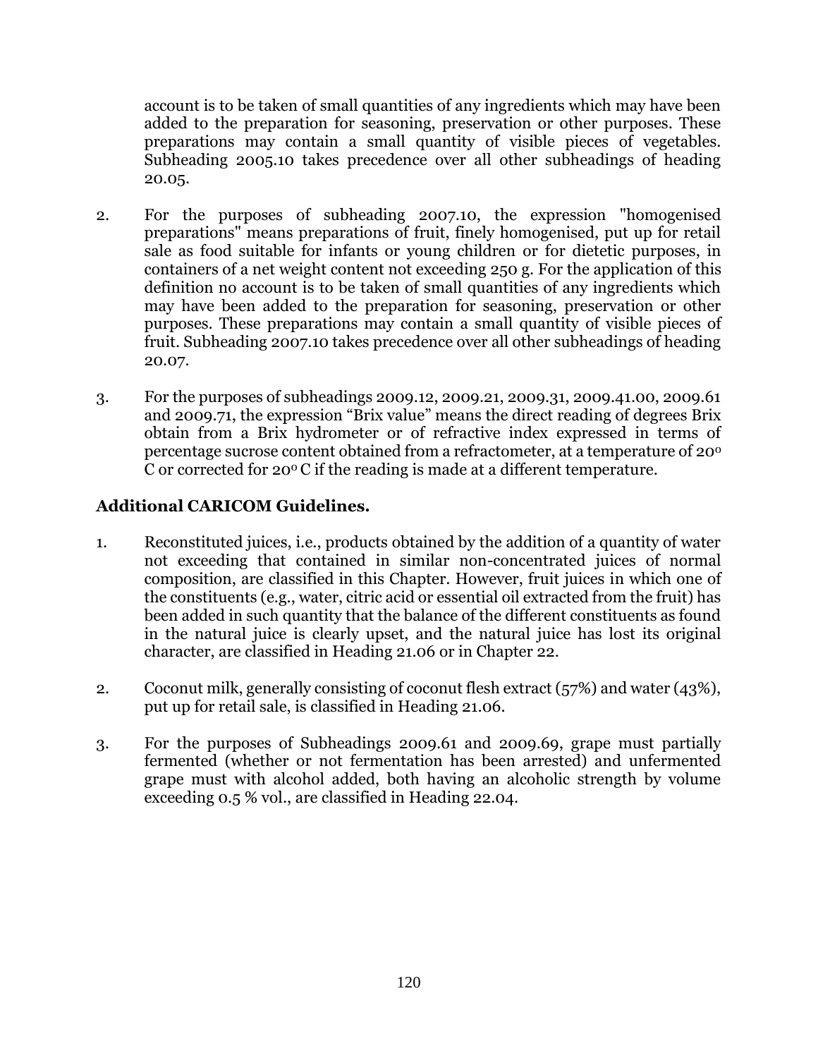account is to be taken of small quantities of any ingredients which may have been added to the preparation for seasoning, preservation or other purposes. These preparations may contain a small quantity of visible pieces of vegetables. Subheading 2005.10 takes precedence over all other subheadings of heading 20.05.

2. For the purposes of subheading 2007.10, the expression "homogenised preparations" means preparations of fruit, finely homogenised, put up for retail sale as food suitable for infants or young children or for dietetic purposes, in containers of a net weight content not exceeding 250 g. For the application of this definition no account is to be taken of small quantities of any ingredients which may have been added to the preparation for seasoning, preservation or other purposes. These preparations may contain a small quantity of visible pieces of fruit. Subheading 2007.10 takes precedence over all other subheadings of heading 20.07.

3. For the purposes of subheadings 2009.12, 2009.21, 2009.31, 2009.41.00, 2009.61 and 2009.71, the expression "Brix value" means the direct reading of degrees Brix obtain from a Brix hydrometer or of refractive index expressed in terms of percentage sucrose content obtained from a refractometer, at a temperature of 20$^{o}$ C or corrected for 20$^{o}$ C if the reading is made at a different temperature.

### Additional CARICOM Guidelines.

1. Reconstituted juices, i.e., products obtained by the addition of a quantity of water not exceeding that contained in similar non-concentrated juices of normal composition, are classified in this Chapter. However, fruit juices in which one of the constituents (e.g., water, citric acid or essential oil extracted from the fruit) has been added in such quantity that the balance of the different constituents as found in the natural juice is clearly upset, and the natural juice has lost its original character, are classified in Heading 21.06 or in Chapter 22.

2. Coconut milk, generally consisting of coconut flesh extract (57%) and water (43%), put up for retail sale, is classified in Heading 21.06.

3. For the purposes of Subheadings 2009.61 and 2009.69, grape must partially fermented (whether or not fermentation has been arrested) and unfermented grape must with alcohol added, both having an alcoholic strength by volume exceeding 0.5 % vol., are classified in Heading 22.04.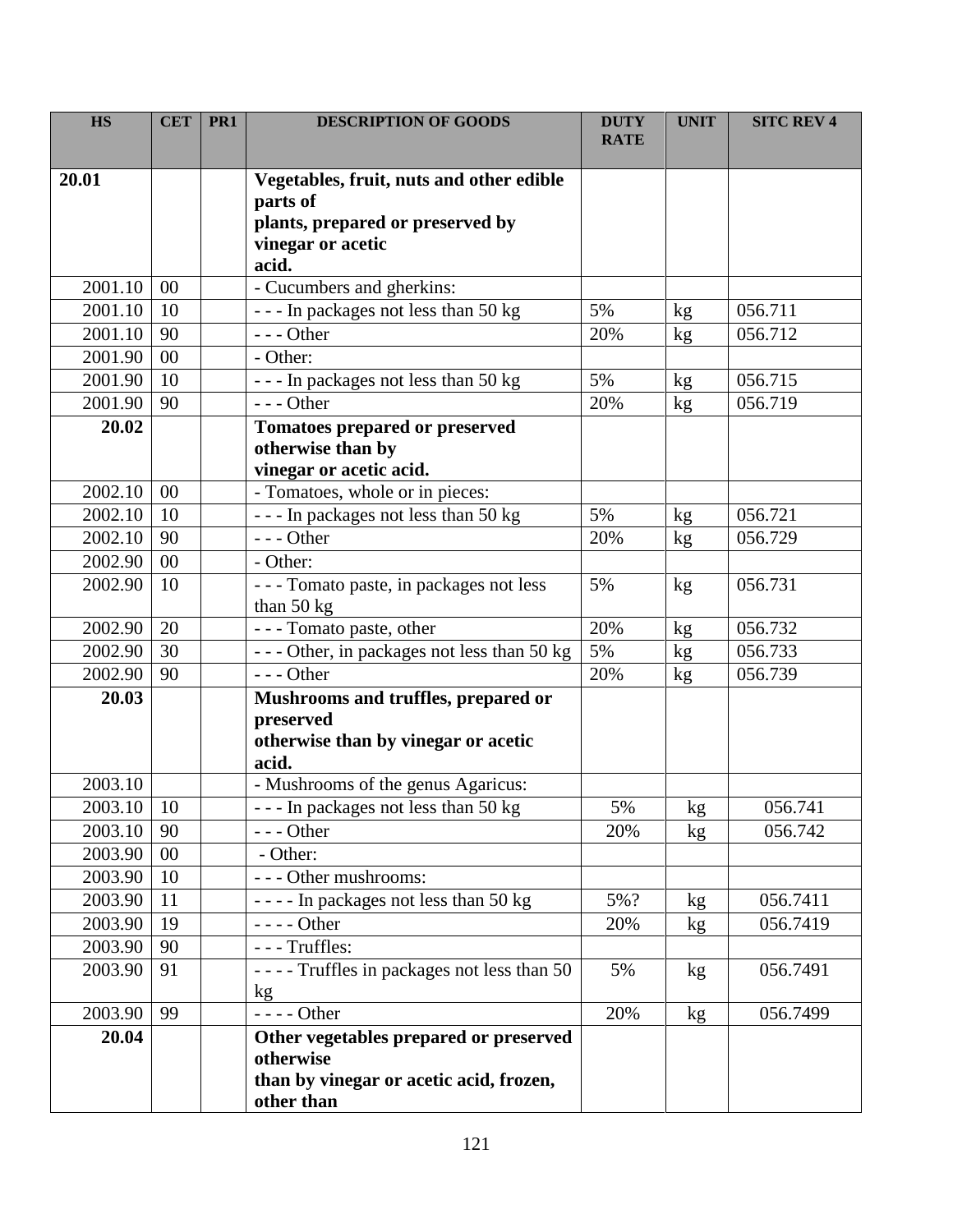| HS | CET | PR1 | DESCRIPTION OF GOODS | DUTY RATE | UNIT | SITC REV 4 |
|---|---|---|---|---|---|---|
| **20.01** | | | **Vegetables, fruit, nuts and other edible parts of plants, prepared or preserved by vinegar or acetic acid.** | | | |
| 2001.10 | 00 | | - Cucumbers and gherkins: | | | |
| 2001.10 | 10 | | - - - In packages not less than 50 kg | 5% | kg | 056.711 |
| 2001.10 | 90 | | - - - Other | 20% | kg | 056.712 |
| 2001.90 | 00 | | - Other: | | | |
| 2001.90 | 10 | | - - - In packages not less than 50 kg | 5% | kg | 056.715 |
| 2001.90 | 90 | | - - - Other | 20% | kg | 056.719 |
| **20.02** | | | **Tomatoes prepared or preserved otherwise than by vinegar or acetic acid.** | | | |
| 2002.10 | 00 | | - Tomatoes, whole or in pieces: | | | |
| 2002.10 | 10 | | - - - In packages not less than 50 kg | 5% | kg | 056.721 |
| 2002.10 | 90 | | - - - Other | 20% | kg | 056.729 |
| 2002.90 | 00 | | - Other: | | | |
| 2002.90 | 10 | | - - - Tomato paste, in packages not less than 50 kg | 5% | kg | 056.731 |
| 2002.90 | 20 | | - - - Tomato paste, other | 20% | kg | 056.732 |
| 2002.90 | 30 | | - - - Other, in packages not less than 50 kg | 5% | kg | 056.733 |
| 2002.90 | 90 | | - - - Other | 20% | kg | 056.739 |
| **20.03** | | | **Mushrooms and truffles, prepared or preserved otherwise than by vinegar or acetic acid.** | | | |
| 2003.10 | | | - Mushrooms of the genus Agaricus: | | | |
| 2003.10 | 10 | | - - - In packages not less than 50 kg | 5% | kg | 056.741 |
| 2003.10 | 90 | | - - - Other | 20% | kg | 056.742 |
| 2003.90 | 00 | | - Other: | | | |
| 2003.90 | 10 | | - - - Other mushrooms: | | | |
| 2003.90 | 11 | | - - - - In packages not less than 50 kg | 5%? | kg | 056.7411 |
| 2003.90 | 19 | | - - - - Other | 20% | kg | 056.7419 |
| 2003.90 | 90 | | - - - Truffles: | | | |
| 2003.90 | 91 | | - - - - Truffles in packages not less than 50 kg | 5% | kg | 056.7491 |
| 2003.90 | 99 | | - - - - Other | 20% | kg | 056.7499 |
| **20.04** | | | **Other vegetables prepared or preserved otherwise than by vinegar or acetic acid, frozen, other than** | | | |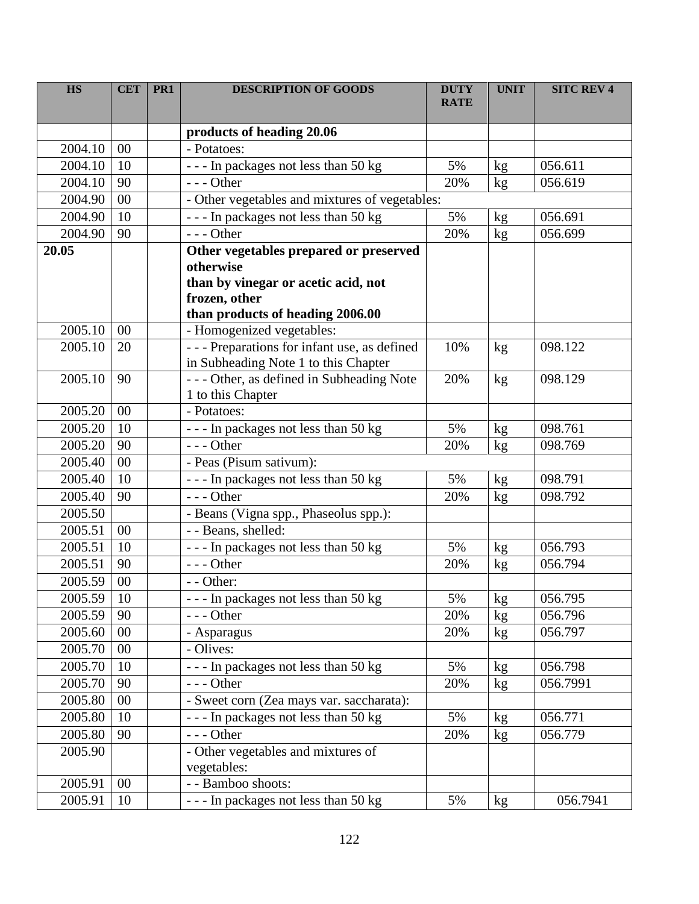| HS | CET | PR1 | DESCRIPTION OF GOODS | DUTY RATE | UNIT | SITC REV 4 |
|---|---|---|---|---|---|---|
| | | | **products of heading 20.06** | | | |
| 2004.10 | 00 | | - Potatoes: | | | |
| 2004.10 | 10 | | - - - In packages not less than 50 kg | 5% | kg | 056.611 |
| 2004.10 | 90 | | - - - Other | 20% | kg | 056.619 |
| 2004.90 | 00 | | - Other vegetables and mixtures of vegetables: | | | |
| 2004.90 | 10 | | - - - In packages not less than 50 kg | 5% | kg | 056.691 |
| 2004.90 | 90 | | - - - Other | 20% | kg | 056.699 |
| **20.05** | | | **Other vegetables prepared or preserved otherwise than by vinegar or acetic acid, not frozen, other than products of heading 2006.00** | | | |
| 2005.10 | 00 | | - Homogenized vegetables: | | | |
| 2005.10 | 20 | | - - - Preparations for infant use, as defined in Subheading Note 1 to this Chapter | 10% | kg | 098.122 |
| 2005.10 | 90 | | - - - Other, as defined in Subheading Note 1 to this Chapter | 20% | kg | 098.129 |
| 2005.20 | 00 | | - Potatoes: | | | |
| 2005.20 | 10 | | - - - In packages not less than 50 kg | 5% | kg | 098.761 |
| 2005.20 | 90 | | - - - Other | 20% | kg | 098.769 |
| 2005.40 | 00 | | - Peas (Pisum sativum): | | | |
| 2005.40 | 10 | | - - - In packages not less than 50 kg | 5% | kg | 098.791 |
| 2005.40 | 90 | | - - - Other | 20% | kg | 098.792 |
| 2005.50 | | | - Beans (Vigna spp., Phaseolus spp.): | | | |
| 2005.51 | 00 | | - - Beans, shelled: | | | |
| 2005.51 | 10 | | - - - In packages not less than 50 kg | 5% | kg | 056.793 |
| 2005.51 | 90 | | - - - Other | 20% | kg | 056.794 |
| 2005.59 | 00 | | - - Other: | | | |
| 2005.59 | 10 | | - - - In packages not less than 50 kg | 5% | kg | 056.795 |
| 2005.59 | 90 | | - - - Other | 20% | kg | 056.796 |
| 2005.60 | 00 | | - Asparagus | 20% | kg | 056.797 |
| 2005.70 | 00 | | - Olives: | | | |
| 2005.70 | 10 | | - - - In packages not less than 50 kg | 5% | kg | 056.798 |
| 2005.70 | 90 | | - - - Other | 20% | kg | 056.7991 |
| 2005.80 | 00 | | - Sweet corn (Zea mays var. saccharata): | | | |
| 2005.80 | 10 | | - - - In packages not less than 50 kg | 5% | kg | 056.771 |
| 2005.80 | 90 | | - - - Other | 20% | kg | 056.779 |
| 2005.90 | | | - Other vegetables and mixtures of vegetables: | | | |
| 2005.91 | 00 | | - - Bamboo shoots: | | | |
| 2005.91 | 10 | | - - - In packages not less than 50 kg | 5% | kg | 056.7941 |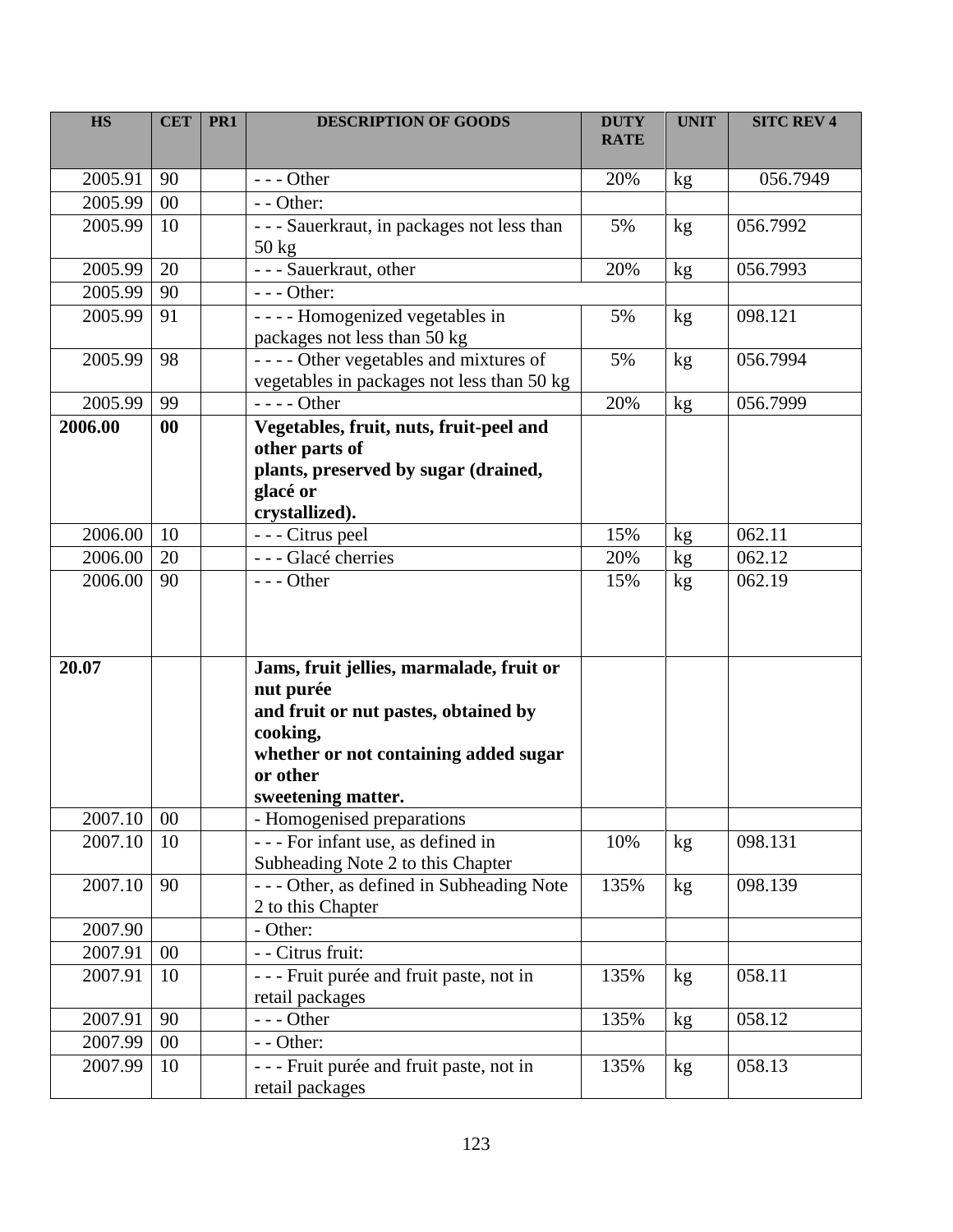| HS | CET | PR1 | DESCRIPTION OF GOODS | DUTY RATE | UNIT | SITC REV 4 |
|---|---|---|---|---|---|---|
| 2005.91 | 90 | | - - - Other | 20% | kg | 056.7949 |
| 2005.99 | 00 | | - - Other: | | | |
| 2005.99 | 10 | | - - - Sauerkraut, in packages not less than 50 kg | 5% | kg | 056.7992 |
| 2005.99 | 20 | | - - - Sauerkraut, other | 20% | kg | 056.7993 |
| 2005.99 | 90 | | - - - Other: | | | |
| 2005.99 | 91 | | - - - - Homogenized vegetables in packages not less than 50 kg | 5% | kg | 098.121 |
| 2005.99 | 98 | | - - - - Other vegetables and mixtures of vegetables in packages not less than 50 kg | 5% | kg | 056.7994 |
| 2005.99 | 99 | | - - - - Other | 20% | kg | 056.7999 |
| **2006.00** | **00** | | **Vegetables, fruit, nuts, fruit-peel and other parts of plants, preserved by sugar (drained, glacé or crystallized).** | | | |
| 2006.00 | 10 | | - - - Citrus peel | 15% | kg | 062.11 |
| 2006.00 | 20 | | - - - Glacé cherries | 20% | kg | 062.12 |
| 2006.00 | 90 | | - - - Other | 15% | kg | 062.19 |
| **20.07** | | | **Jams, fruit jellies, marmalade, fruit or nut purée and fruit or nut pastes, obtained by cooking, whether or not containing added sugar or other sweetening matter.** | | | |
| 2007.10 | 00 | | - Homogenised preparations | | | |
| 2007.10 | 10 | | - - - For infant use, as defined in Subheading Note 2 to this Chapter | 10% | kg | 098.131 |
| 2007.10 | 90 | | - - - Other, as defined in Subheading Note 2 to this Chapter | 135% | kg | 098.139 |
| 2007.90 | | | - Other: | | | |
| 2007.91 | 00 | | - - Citrus fruit: | | | |
| 2007.91 | 10 | | - - - Fruit purée and fruit paste, not in retail packages | 135% | kg | 058.11 |
| 2007.91 | 90 | | - - - Other | 135% | kg | 058.12 |
| 2007.99 | 00 | | - - Other: | | | |
| 2007.99 | 10 | | - - - Fruit purée and fruit paste, not in retail packages | 135% | kg | 058.13 |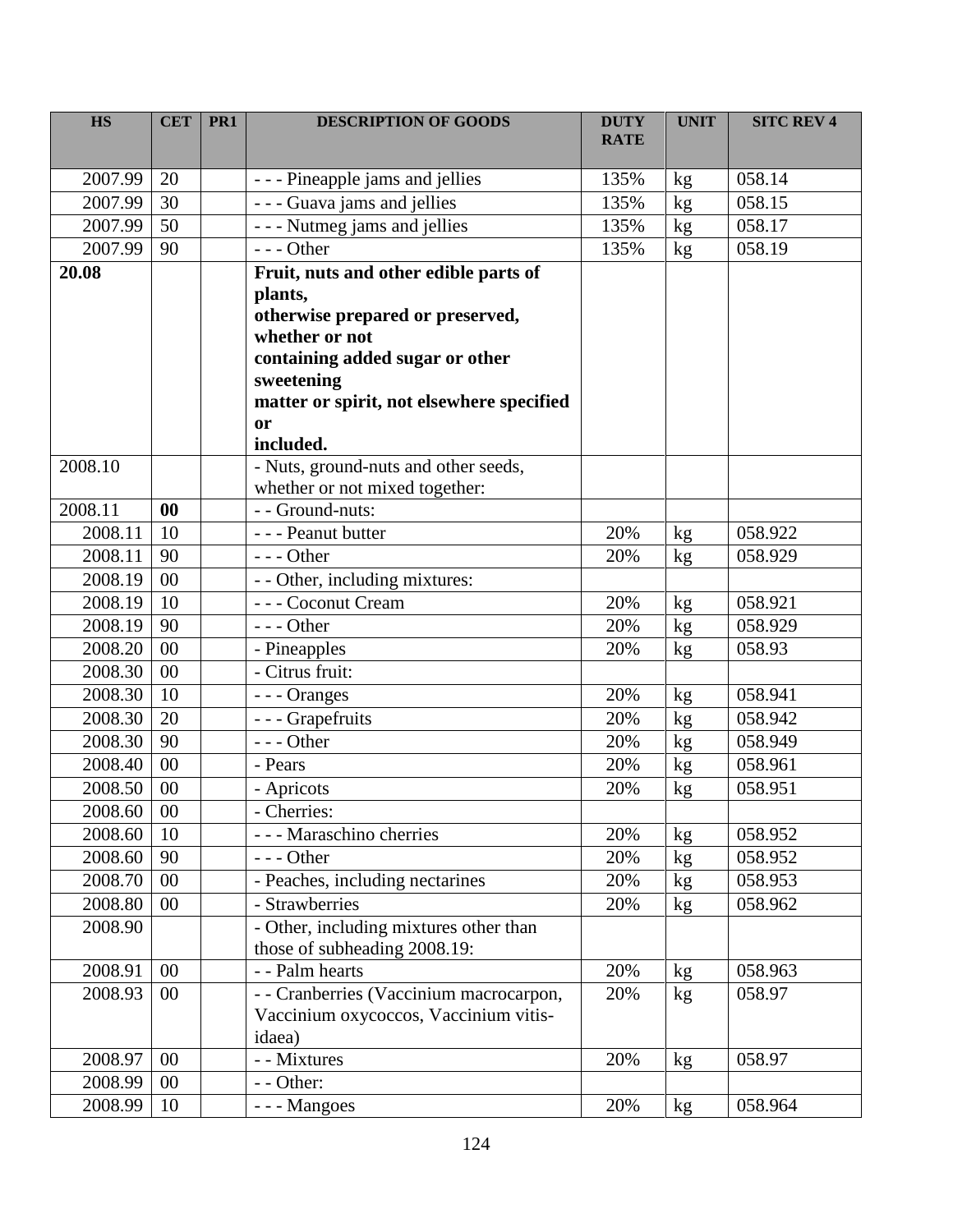| HS | CET | PR1 | DESCRIPTION OF GOODS | DUTY RATE | UNIT | SITC REV 4 |
|---|---|---|---|---|---|---|
| 2007.99 | 20 | | - - - Pineapple jams and jellies | 135% | kg | 058.14 |
| 2007.99 | 30 | | - - - Guava jams and jellies | 135% | kg | 058.15 |
| 2007.99 | 50 | | - - - Nutmeg jams and jellies | 135% | kg | 058.17 |
| 2007.99 | 90 | | - - - Other | 135% | kg | 058.19 |
| **20.08** | | | **Fruit, nuts and other edible parts of plants, otherwise prepared or preserved, whether or not containing added sugar or other sweetening matter or spirit, not elsewhere specified or included.** | | | |
| 2008.10 | | | - Nuts, ground-nuts and other seeds, whether or not mixed together: | | | |
| 2008.11 | **00** | | - - Ground-nuts: | | | |
| 2008.11 | 10 | | - - - Peanut butter | 20% | kg | 058.922 |
| 2008.11 | 90 | | - - - Other | 20% | kg | 058.929 |
| 2008.19 | 00 | | - - Other, including mixtures: | | | |
| 2008.19 | 10 | | - - - Coconut Cream | 20% | kg | 058.921 |
| 2008.19 | 90 | | - - - Other | 20% | kg | 058.929 |
| 2008.20 | 00 | | - Pineapples | 20% | kg | 058.93 |
| 2008.30 | 00 | | - Citrus fruit: | | | |
| 2008.30 | 10 | | - - - Oranges | 20% | kg | 058.941 |
| 2008.30 | 20 | | - - - Grapefruits | 20% | kg | 058.942 |
| 2008.30 | 90 | | - - - Other | 20% | kg | 058.949 |
| 2008.40 | 00 | | - Pears | 20% | kg | 058.961 |
| 2008.50 | 00 | | - Apricots | 20% | kg | 058.951 |
| 2008.60 | 00 | | - Cherries: | | | |
| 2008.60 | 10 | | - - - Maraschino cherries | 20% | kg | 058.952 |
| 2008.60 | 90 | | - - - Other | 20% | kg | 058.952 |
| 2008.70 | 00 | | - Peaches, including nectarines | 20% | kg | 058.953 |
| 2008.80 | 00 | | - Strawberries | 20% | kg | 058.962 |
| 2008.90 | | | - Other, including mixtures other than those of subheading 2008.19: | | | |
| 2008.91 | 00 | | - - Palm hearts | 20% | kg | 058.963 |
| 2008.93 | 00 | | - - Cranberries (Vaccinium macrocarpon, Vaccinium oxycoccos, Vaccinium vitis-idaea) | 20% | kg | 058.97 |
| 2008.97 | 00 | | - - Mixtures | 20% | kg | 058.97 |
| 2008.99 | 00 | | - - Other: | | | |
| 2008.99 | 10 | | - - - Mangoes | 20% | kg | 058.964 |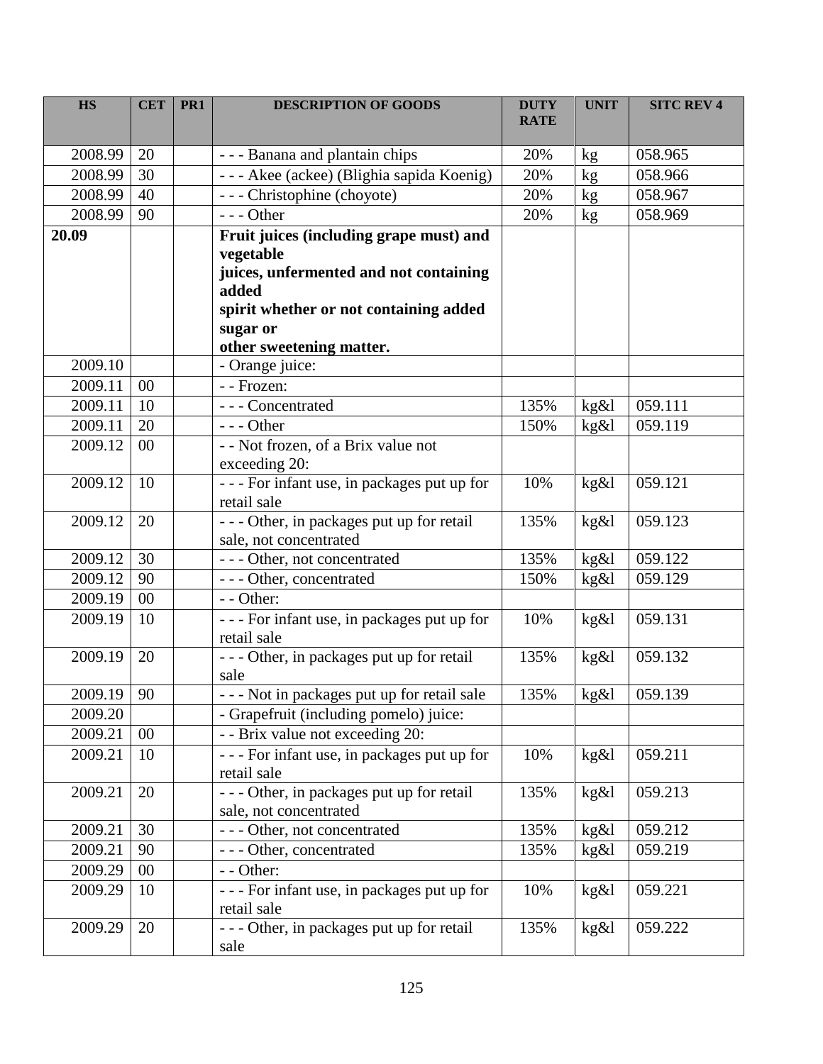| HS | CET | PR1 | DESCRIPTION OF GOODS | DUTY RATE | UNIT | SITC REV 4 |
|---|---|---|---|---|---|---|
| 2008.99 | 20 | | - - - Banana and plantain chips | 20% | kg | 058.965 |
| 2008.99 | 30 | | - - - Akee (ackee) (Blighia sapida Koenig) | 20% | kg | 058.966 |
| 2008.99 | 40 | | - - - Christophine (choyote) | 20% | kg | 058.967 |
| 2008.99 | 90 | | - - - Other | 20% | kg | 058.969 |
| **20.09** | | | **Fruit juices (including grape must) and vegetable juices, unfermented and not containing added spirit whether or not containing added sugar or other sweetening matter.** | | | |
| 2009.10 | | | - Orange juice: | | | |
| 2009.11 | 00 | | - - Frozen: | | | |
| 2009.11 | 10 | | - - - Concentrated | 135% | kg&l | 059.111 |
| 2009.11 | 20 | | - - - Other | 150% | kg&l | 059.119 |
| 2009.12 | 00 | | - - Not frozen, of a Brix value not exceeding 20: | | | |
| 2009.12 | 10 | | - - - For infant use, in packages put up for retail sale | 10% | kg&l | 059.121 |
| 2009.12 | 20 | | - - - Other, in packages put up for retail sale, not concentrated | 135% | kg&l | 059.123 |
| 2009.12 | 30 | | - - - Other, not concentrated | 135% | kg&l | 059.122 |
| 2009.12 | 90 | | - - - Other, concentrated | 150% | kg&l | 059.129 |
| 2009.19 | 00 | | - - Other: | | | |
| 2009.19 | 10 | | - - - For infant use, in packages put up for retail sale | 10% | kg&l | 059.131 |
| 2009.19 | 20 | | - - - Other, in packages put up for retail sale | 135% | kg&l | 059.132 |
| 2009.19 | 90 | | - - - Not in packages put up for retail sale | 135% | kg&l | 059.139 |
| 2009.20 | | | - Grapefruit (including pomelo) juice: | | | |
| 2009.21 | 00 | | - - Brix value not exceeding 20: | | | |
| 2009.21 | 10 | | - - - For infant use, in packages put up for retail sale | 10% | kg&l | 059.211 |
| 2009.21 | 20 | | - - - Other, in packages put up for retail sale, not concentrated | 135% | kg&l | 059.213 |
| 2009.21 | 30 | | - - - Other, not concentrated | 135% | kg&l | 059.212 |
| 2009.21 | 90 | | - - - Other, concentrated | 135% | kg&l | 059.219 |
| 2009.29 | 00 | | - - Other: | | | |
| 2009.29 | 10 | | - - - For infant use, in packages put up for retail sale | 10% | kg&l | 059.221 |
| 2009.29 | 20 | | - - - Other, in packages put up for retail sale | 135% | kg&l | 059.222 |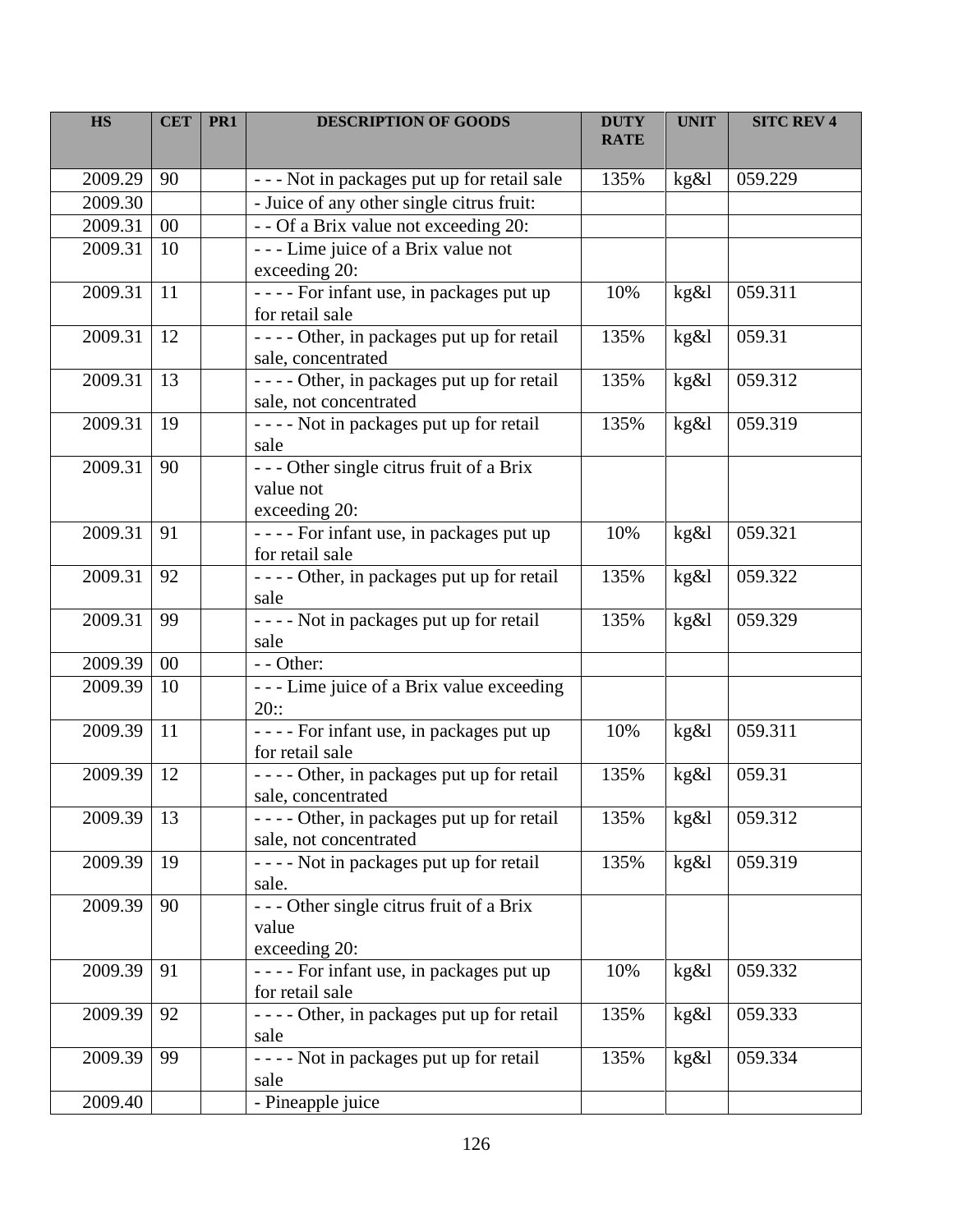| HS | CET | PR1 | DESCRIPTION OF GOODS | DUTY RATE | UNIT | SITC REV 4 |
|---|---|---|---|---|---|---|
| 2009.29 | 90 | | - - - Not in packages put up for retail sale | 135% | kg&l | 059.229 |
| 2009.30 | | | - Juice of any other single citrus fruit: | | | |
| 2009.31 | 00 | | - - Of a Brix value not exceeding 20: | | | |
| 2009.31 | 10 | | - - - Lime juice of a Brix value not exceeding 20: | | | |
| 2009.31 | 11 | | - - - - For infant use, in packages put up for retail sale | 10% | kg&l | 059.311 |
| 2009.31 | 12 | | - - - - Other, in packages put up for retail sale, concentrated | 135% | kg&l | 059.31 |
| 2009.31 | 13 | | - - - - Other, in packages put up for retail sale, not concentrated | 135% | kg&l | 059.312 |
| 2009.31 | 19 | | - - - - Not in packages put up for retail sale | 135% | kg&l | 059.319 |
| 2009.31 | 90 | | - - - Other single citrus fruit of a Brix value not exceeding 20: | | | |
| 2009.31 | 91 | | - - - - For infant use, in packages put up for retail sale | 10% | kg&l | 059.321 |
| 2009.31 | 92 | | - - - - Other, in packages put up for retail sale | 135% | kg&l | 059.322 |
| 2009.31 | 99 | | - - - - Not in packages put up for retail sale | 135% | kg&l | 059.329 |
| 2009.39 | 00 | | - - Other: | | | |
| 2009.39 | 10 | | - - - Lime juice of a Brix value exceeding 20:: | | | |
| 2009.39 | 11 | | - - - - For infant use, in packages put up for retail sale | 10% | kg&l | 059.311 |
| 2009.39 | 12 | | - - - - Other, in packages put up for retail sale, concentrated | 135% | kg&l | 059.31 |
| 2009.39 | 13 | | - - - - Other, in packages put up for retail sale, not concentrated | 135% | kg&l | 059.312 |
| 2009.39 | 19 | | - - - - Not in packages put up for retail sale. | 135% | kg&l | 059.319 |
| 2009.39 | 90 | | - - - Other single citrus fruit of a Brix value exceeding 20: | | | |
| 2009.39 | 91 | | - - - - For infant use, in packages put up for retail sale | 10% | kg&l | 059.332 |
| 2009.39 | 92 | | - - - - Other, in packages put up for retail sale | 135% | kg&l | 059.333 |
| 2009.39 | 99 | | - - - - Not in packages put up for retail sale | 135% | kg&l | 059.334 |
| 2009.40 | | | - Pineapple juice | | | |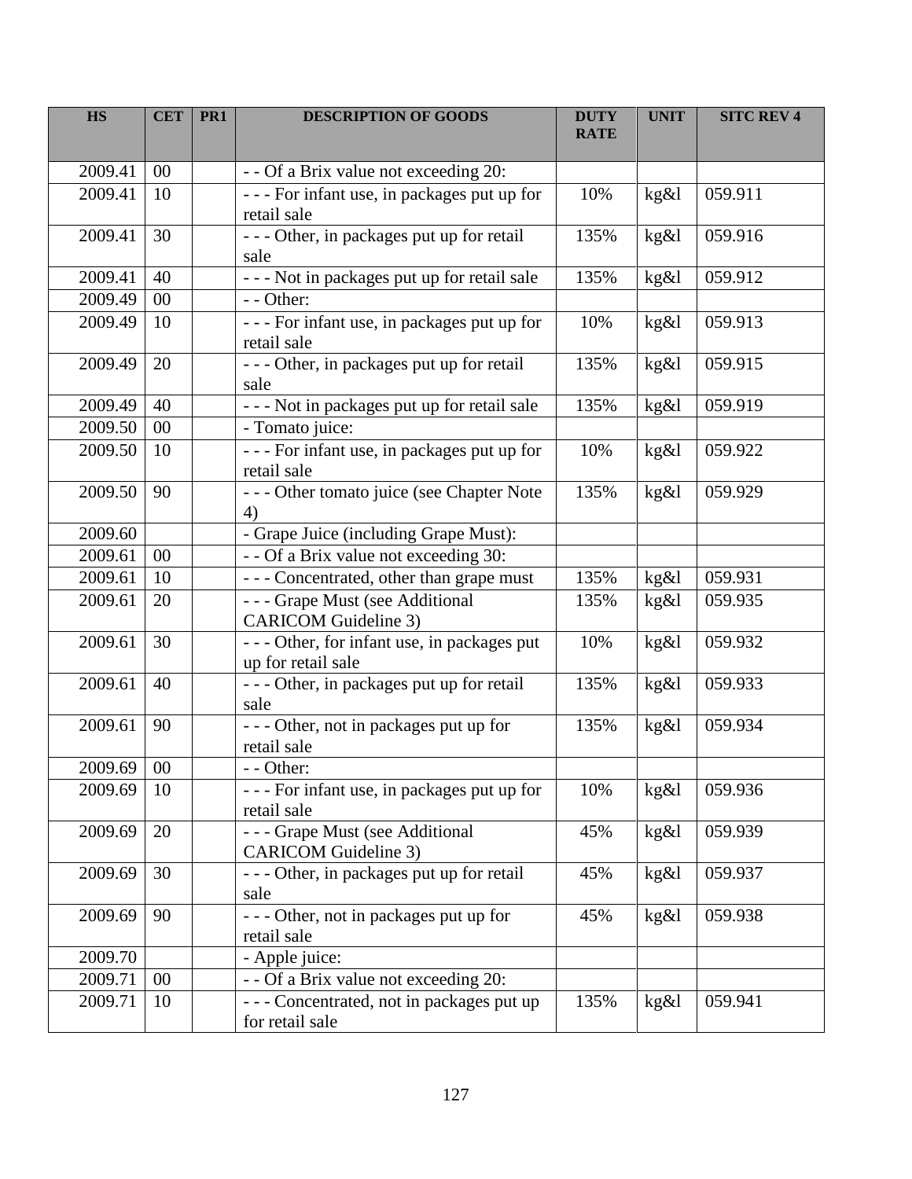| HS | CET | PR1 | DESCRIPTION OF GOODS | DUTY RATE | UNIT | SITC REV 4 |
|---|---|---|---|---|---|---|
| 2009.41 | 00 | | - - Of a Brix value not exceeding 20: | | | |
| 2009.41 | 10 | | - - - For infant use, in packages put up for retail sale | 10% | kg&l | 059.911 |
| 2009.41 | 30 | | - - - Other, in packages put up for retail sale | 135% | kg&l | 059.916 |
| 2009.41 | 40 | | - - - Not in packages put up for retail sale | 135% | kg&l | 059.912 |
| 2009.49 | 00 | | - - Other: | | | |
| 2009.49 | 10 | | - - - For infant use, in packages put up for retail sale | 10% | kg&l | 059.913 |
| 2009.49 | 20 | | - - - Other, in packages put up for retail sale | 135% | kg&l | 059.915 |
| 2009.49 | 40 | | - - - Not in packages put up for retail sale | 135% | kg&l | 059.919 |
| 2009.50 | 00 | | - Tomato juice: | | | |
| 2009.50 | 10 | | - - - For infant use, in packages put up for retail sale | 10% | kg&l | 059.922 |
| 2009.50 | 90 | | - - - Other tomato juice (see Chapter Note 4) | 135% | kg&l | 059.929 |
| 2009.60 | | | - Grape Juice (including Grape Must): | | | |
| 2009.61 | 00 | | - - Of a Brix value not exceeding 30: | | | |
| 2009.61 | 10 | | - - - Concentrated, other than grape must | 135% | kg&l | 059.931 |
| 2009.61 | 20 | | - - - Grape Must (see Additional CARICOM Guideline 3) | 135% | kg&l | 059.935 |
| 2009.61 | 30 | | - - - Other, for infant use, in packages put up for retail sale | 10% | kg&l | 059.932 |
| 2009.61 | 40 | | - - - Other, in packages put up for retail sale | 135% | kg&l | 059.933 |
| 2009.61 | 90 | | - - - Other, not in packages put up for retail sale | 135% | kg&l | 059.934 |
| 2009.69 | 00 | | - - Other: | | | |
| 2009.69 | 10 | | - - - For infant use, in packages put up for retail sale | 10% | kg&l | 059.936 |
| 2009.69 | 20 | | - - - Grape Must (see Additional CARICOM Guideline 3) | 45% | kg&l | 059.939 |
| 2009.69 | 30 | | - - - Other, in packages put up for retail sale | 45% | kg&l | 059.937 |
| 2009.69 | 90 | | - - - Other, not in packages put up for retail sale | 45% | kg&l | 059.938 |
| 2009.70 | | | - Apple juice: | | | |
| 2009.71 | 00 | | - - Of a Brix value not exceeding 20: | | | |
| 2009.71 | 10 | | - - - Concentrated, not in packages put up for retail sale | 135% | kg&l | 059.941 |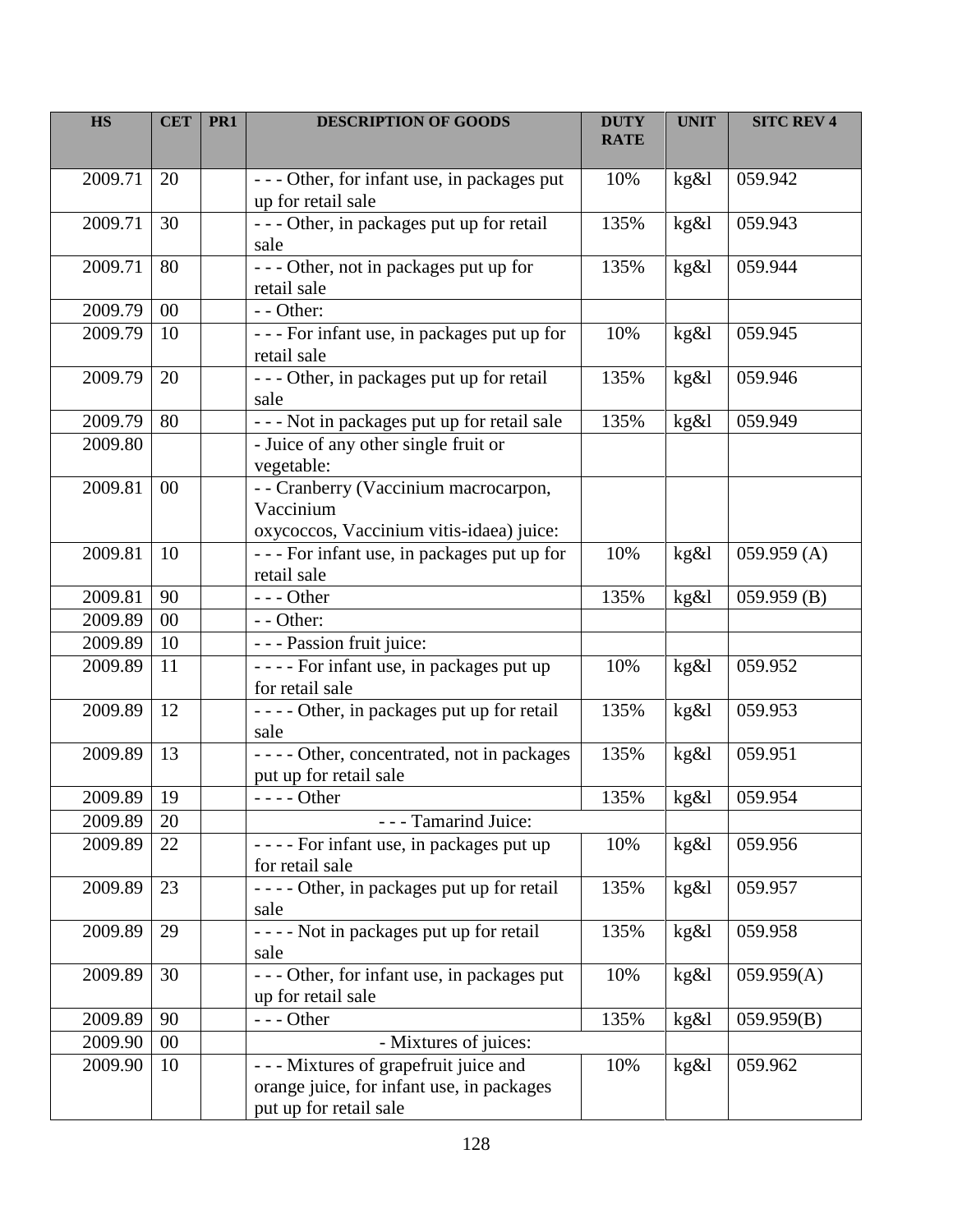| HS | CET | PR1 | DESCRIPTION OF GOODS | DUTY RATE | UNIT | SITC REV 4 |
|---|---|---|---|---|---|---|
| 2009.71 | 20 | | - - - Other, for infant use, in packages put up for retail sale | 10% | kg&l | 059.942 |
| 2009.71 | 30 | | - - - Other, in packages put up for retail sale | 135% | kg&l | 059.943 |
| 2009.71 | 80 | | - - - Other, not in packages put up for retail sale | 135% | kg&l | 059.944 |
| 2009.79 | 00 | | - - Other: | | | |
| 2009.79 | 10 | | - - - For infant use, in packages put up for retail sale | 10% | kg&l | 059.945 |
| 2009.79 | 20 | | - - - Other, in packages put up for retail sale | 135% | kg&l | 059.946 |
| 2009.79 | 80 | | - - - Not in packages put up for retail sale | 135% | kg&l | 059.949 |
| 2009.80 | | | - Juice of any other single fruit or vegetable: | | | |
| 2009.81 | 00 | | - - Cranberry (Vaccinium macrocarpon, Vaccinium oxycoccos, Vaccinium vitis-idaea) juice: | | | |
| 2009.81 | 10 | | - - - For infant use, in packages put up for retail sale | 10% | kg&l | 059.959 (A) |
| 2009.81 | 90 | | - - - Other | 135% | kg&l | 059.959 (B) |
| 2009.89 | 00 | | - - Other: | | | |
| 2009.89 | 10 | | - - - Passion fruit juice: | | | |
| 2009.89 | 11 | | - - - - For infant use, in packages put up for retail sale | 10% | kg&l | 059.952 |
| 2009.89 | 12 | | - - - - Other, in packages put up for retail sale | 135% | kg&l | 059.953 |
| 2009.89 | 13 | | - - - - Other, concentrated, not in packages put up for retail sale | 135% | kg&l | 059.951 |
| 2009.89 | 19 | | - - - - Other | 135% | kg&l | 059.954 |
| 2009.89 | 20 | | - - - Tamarind Juice: | | | |
| 2009.89 | 22 | | - - - - For infant use, in packages put up for retail sale | 10% | kg&l | 059.956 |
| 2009.89 | 23 | | - - - - Other, in packages put up for retail sale | 135% | kg&l | 059.957 |
| 2009.89 | 29 | | - - - - Not in packages put up for retail sale | 135% | kg&l | 059.958 |
| 2009.89 | 30 | | - - - Other, for infant use, in packages put up for retail sale | 10% | kg&l | 059.959(A) |
| 2009.89 | 90 | | - - - Other | 135% | kg&l | 059.959(B) |
| 2009.90 | 00 | | - Mixtures of juices: | | | |
| 2009.90 | 10 | | - - - Mixtures of grapefruit juice and orange juice, for infant use, in packages put up for retail sale | 10% | kg&l | 059.962 |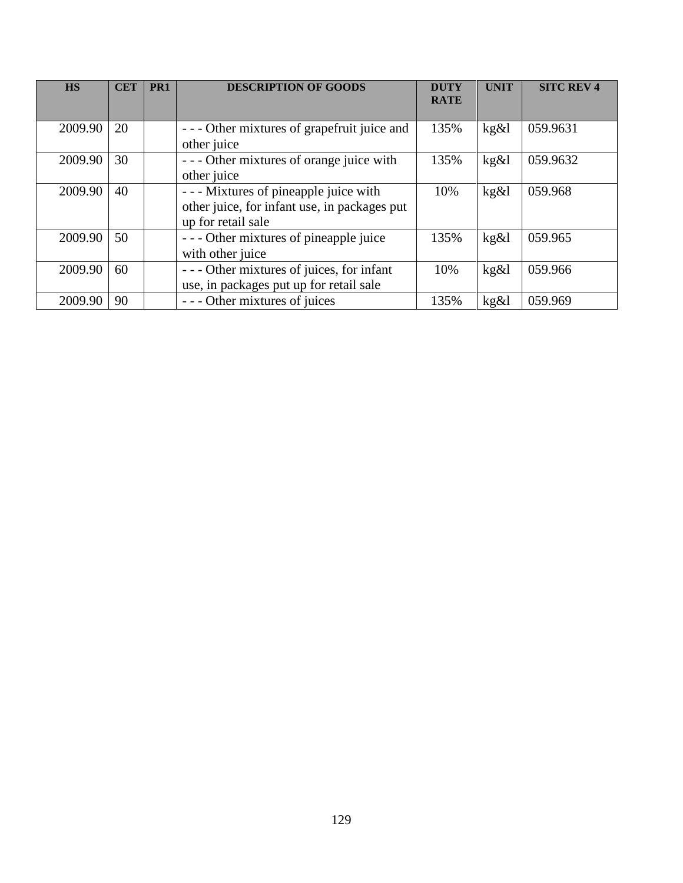| HS | CET | PR1 | DESCRIPTION OF GOODS | DUTY RATE | UNIT | SITC REV 4 |
|---|---|---|---|---|---|---|
| 2009.90 | 20 | | - - - Other mixtures of grapefruit juice and other juice | 135% | kg&l | 059.9631 |
| 2009.90 | 30 | | - - - Other mixtures of orange juice with other juice | 135% | kg&l | 059.9632 |
| 2009.90 | 40 | | - - - Mixtures of pineapple juice with other juice, for infant use, in packages put up for retail sale | 10% | kg&l | 059.968 |
| 2009.90 | 50 | | - - - Other mixtures of pineapple juice with other juice | 135% | kg&l | 059.965 |
| 2009.90 | 60 | | - - - Other mixtures of juices, for infant use, in packages put up for retail sale | 10% | kg&l | 059.966 |
| 2009.90 | 90 | | - - - Other mixtures of juices | 135% | kg&l | 059.969 |